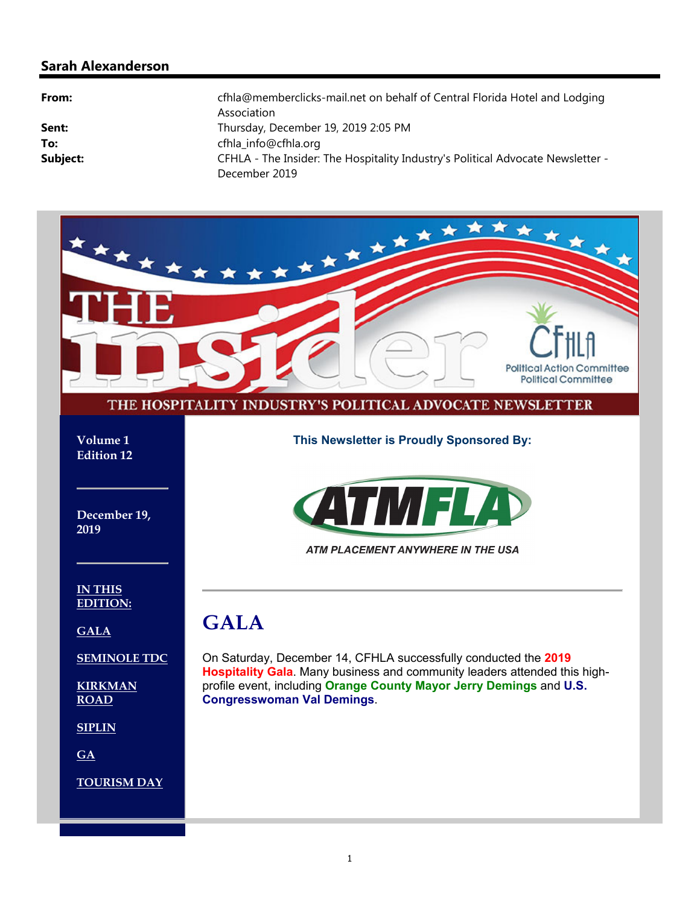**Sarah Alexanderson**

| | |
|---|---|
| **From:** | cfhla@memberclicks-mail.net on behalf of Central Florida Hotel and Lodging Association |
| **Sent:** | Thursday, December 19, 2019 2:05 PM |
| **To:** | cfhla_info@cfhla.org |
| **Subject:** | CFHLA - The Insider: The Hospitality Industry's Political Advocate Newsletter - December 2019 |

# THE insider

CFHLA Political Action Committee Political Committee

THE HOSPITALITY INDUSTRY'S POLITICAL ADVOCATE NEWSLETTER

**Volume 1**
**Edition 12**

**December 19, 2019**

**IN THIS EDITION:**

**GALA**

**SEMINOLE TDC**

**KIRKMAN ROAD**

**SIPLIN**

**GA**

**TOURISM DAY**

**This Newsletter is Proudly Sponsored By:**

ATMFLA

*ATM PLACEMENT ANYWHERE IN THE USA*

---

## GALA

On Saturday, December 14, CFHLA successfully conducted the **2019 Hospitality Gala**. Many business and community leaders attended this high-profile event, including **Orange County Mayor Jerry Demings** and **U.S. Congresswoman Val Demings**.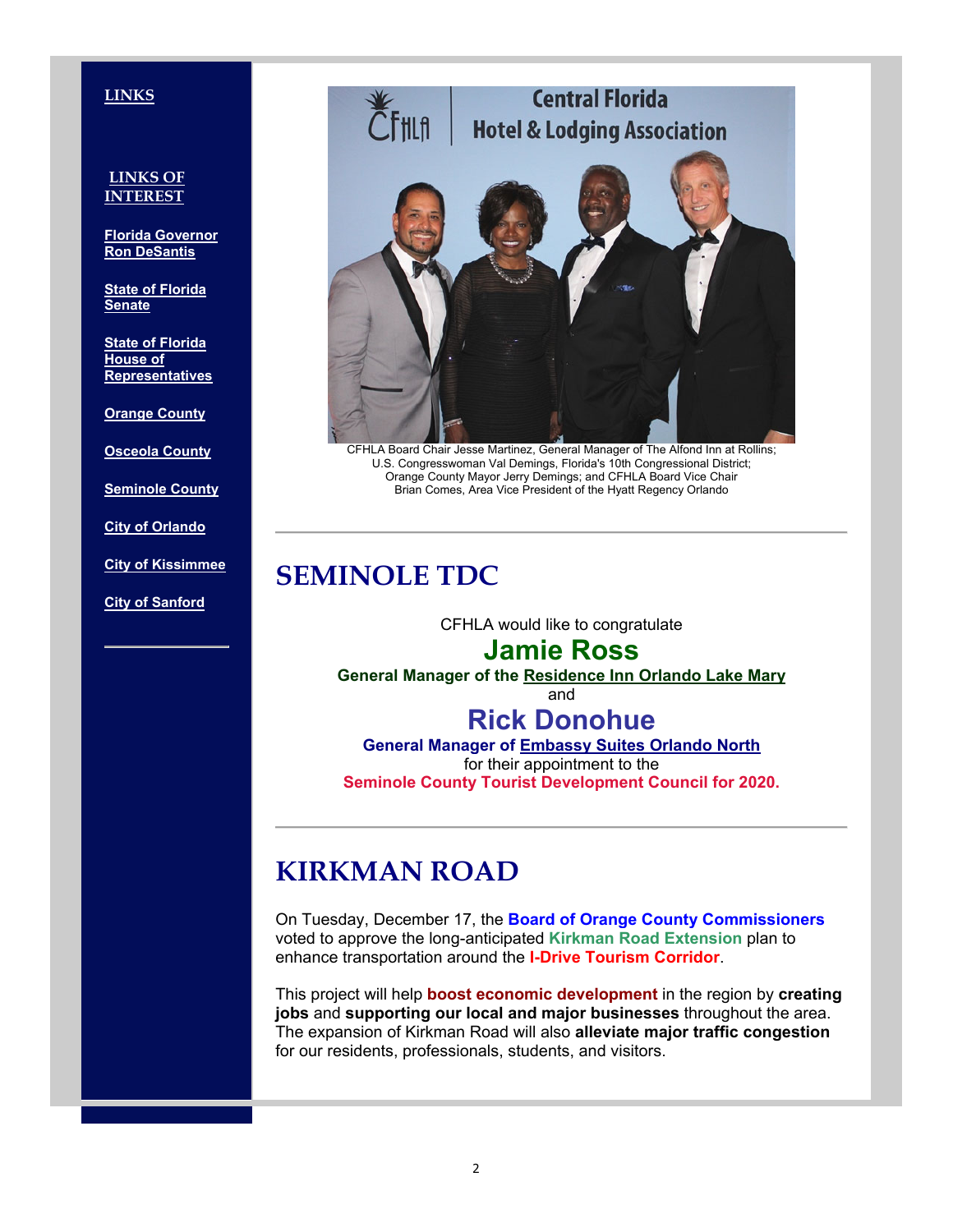**LINKS**

**LINKS OF INTEREST**

- Florida Governor Ron DeSantis
- State of Florida Senate
- State of Florida House of Representatives
- Orange County
- Osceola County
- Seminole County
- City of Orlando
- City of Kissimmee
- City of Sanford

CFHLA Board Chair Jesse Martinez, General Manager of The Alfond Inn at Rollins; U.S. Congresswoman Val Demings, Florida's 10th Congressional District; Orange County Mayor Jerry Demings; and CFHLA Board Vice Chair Brian Comes, Area Vice President of the Hyatt Regency Orlando

---

# SEMINOLE TDC

CFHLA would like to congratulate

## Jamie Ross

**General Manager of the Residence Inn Orlando Lake Mary**

and

## Rick Donohue

**General Manager of Embassy Suites Orlando North**

for their appointment to the

**Seminole County Tourist Development Council for 2020.**

---

# KIRKMAN ROAD

On Tuesday, December 17, the **Board of Orange County Commissioners** voted to approve the long-anticipated **Kirkman Road Extension** plan to enhance transportation around the **I-Drive Tourism Corridor**.

This project will help **boost economic development** in the region by **creating jobs** and **supporting our local and major businesses** throughout the area. The expansion of Kirkman Road will also **alleviate major traffic congestion** for our residents, professionals, students, and visitors.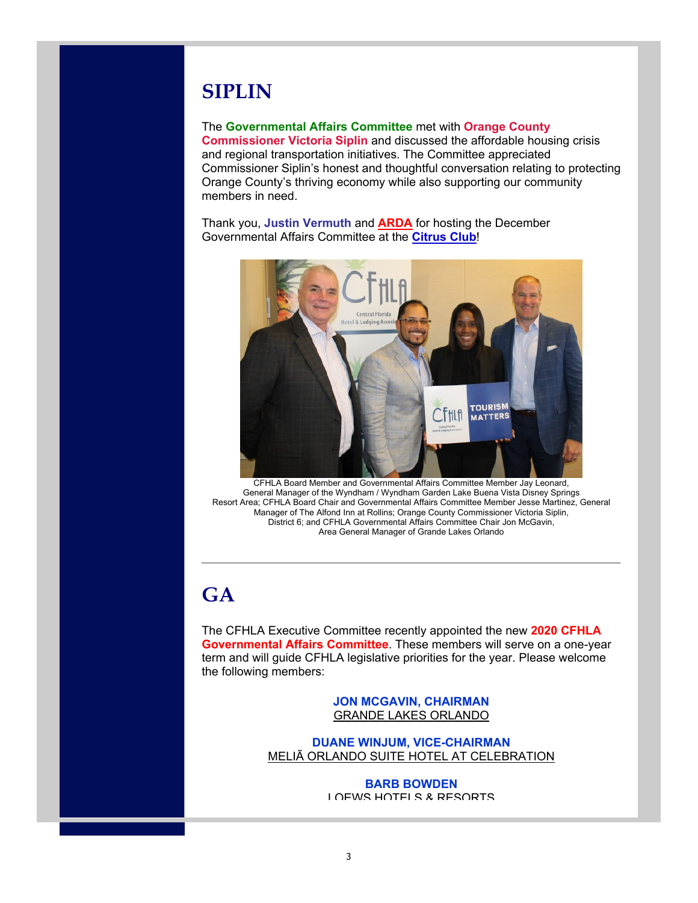# SIPLIN

The **Governmental Affairs Committee** met with **Orange County Commissioner Victoria Siplin** and discussed the affordable housing crisis and regional transportation initiatives. The Committee appreciated Commissioner Siplin's honest and thoughtful conversation relating to protecting Orange County's thriving economy while also supporting our community members in need.

Thank you, **Justin Vermuth** and **ARDA** for hosting the December Governmental Affairs Committee at the **Citrus Club**!

CFHLA Board Member and Governmental Affairs Committee Member Jay Leonard, General Manager of the Wyndham / Wyndham Garden Lake Buena Vista Disney Springs Resort Area; CFHLA Board Chair and Governmental Affairs Committee Member Jesse Martinez, General Manager of The Alfond Inn at Rollins; Orange County Commissioner Victoria Siplin, District 6; and CFHLA Governmental Affairs Committee Chair Jon McGavin, Area General Manager of Grande Lakes Orlando

---

# GA

The CFHLA Executive Committee recently appointed the new **2020 CFHLA Governmental Affairs Committee**. These members will serve on a one-year term and will guide CFHLA legislative priorities for the year. Please welcome the following members:

**JON MCGAVIN, CHAIRMAN**
GRANDE LAKES ORLANDO

**DUANE WINJUM, VICE-CHAIRMAN**
MELIÃ ORLANDO SUITE HOTEL AT CELEBRATION

**BARB BOWDEN**
LOEWS HOTELS & RESORTS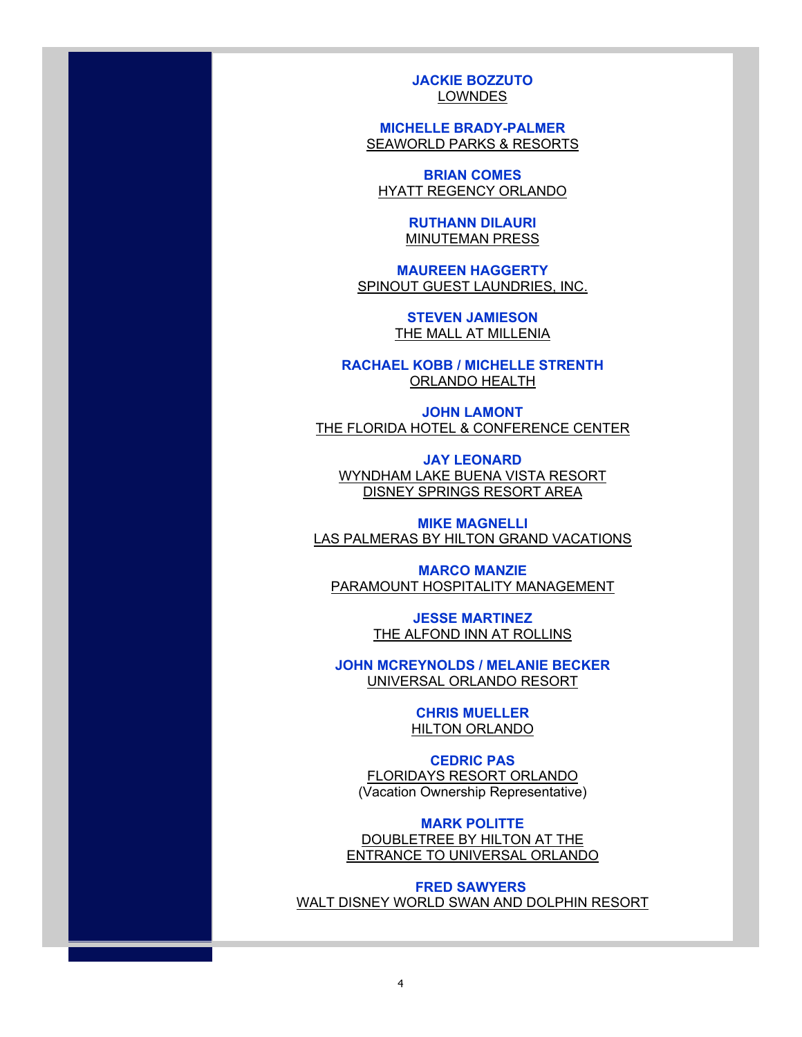**JACKIE BOZZUTO**
LOWNDES

**MICHELLE BRADY-PALMER**
SEAWORLD PARKS & RESORTS

**BRIAN COMES**
HYATT REGENCY ORLANDO

**RUTHANN DILAURI**
MINUTEMAN PRESS

**MAUREEN HAGGERTY**
SPINOUT GUEST LAUNDRIES, INC.

**STEVEN JAMIESON**
THE MALL AT MILLENIA

**RACHAEL KOBB / MICHELLE STRENTH**
ORLANDO HEALTH

**JOHN LAMONT**
THE FLORIDA HOTEL & CONFERENCE CENTER

**JAY LEONARD**
WYNDHAM LAKE BUENA VISTA RESORT
DISNEY SPRINGS RESORT AREA

**MIKE MAGNELLI**
LAS PALMERAS BY HILTON GRAND VACATIONS

**MARCO MANZIE**
PARAMOUNT HOSPITALITY MANAGEMENT

**JESSE MARTINEZ**
THE ALFOND INN AT ROLLINS

**JOHN MCREYNOLDS / MELANIE BECKER**
UNIVERSAL ORLANDO RESORT

**CHRIS MUELLER**
HILTON ORLANDO

**CEDRIC PAS**
FLORIDAYS RESORT ORLANDO
(Vacation Ownership Representative)

**MARK POLITTE**
DOUBLETREE BY HILTON AT THE
ENTRANCE TO UNIVERSAL ORLANDO

**FRED SAWYERS**
WALT DISNEY WORLD SWAN AND DOLPHIN RESORT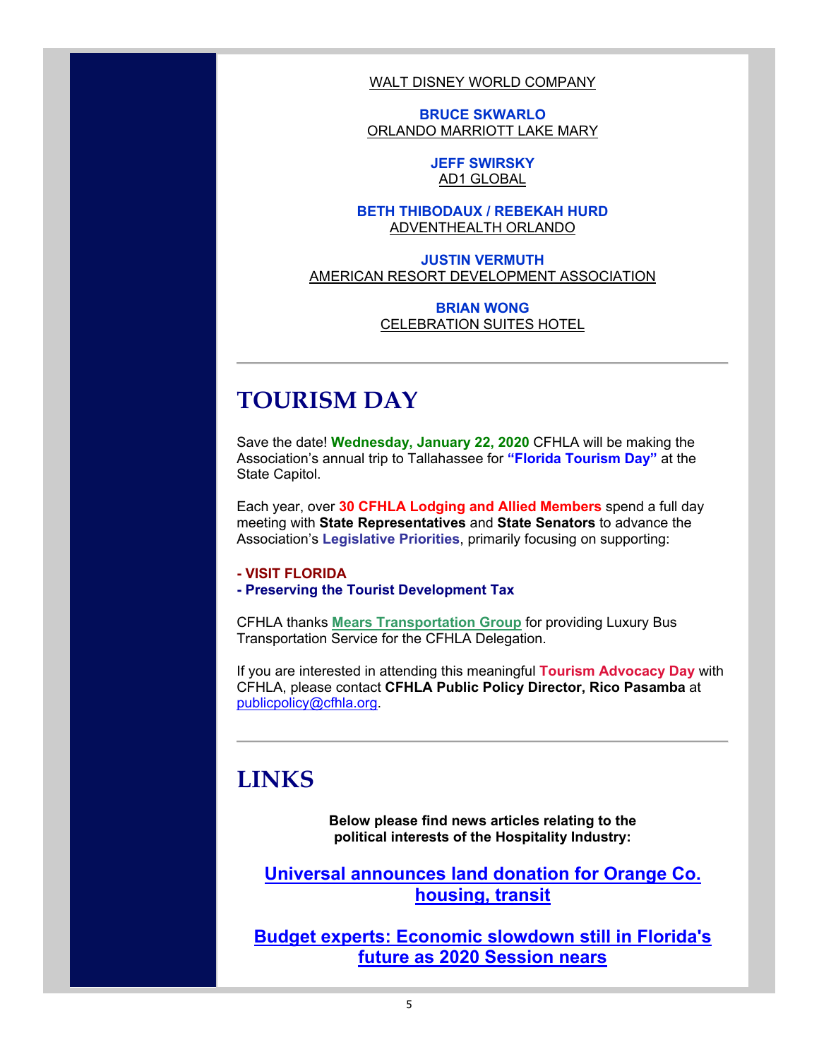WALT DISNEY WORLD COMPANY

**BRUCE SKWARLO**
ORLANDO MARRIOTT LAKE MARY

**JEFF SWIRSKY**
AD1 GLOBAL

**BETH THIBODAUX / REBEKAH HURD**
ADVENTHEALTH ORLANDO

**JUSTIN VERMUTH**
AMERICAN RESORT DEVELOPMENT ASSOCIATION

**BRIAN WONG**
CELEBRATION SUITES HOTEL

---

# TOURISM DAY

Save the date! **Wednesday, January 22, 2020** CFHLA will be making the Association's annual trip to Tallahassee for **"Florida Tourism Day"** at the State Capitol.

Each year, over **30 CFHLA Lodging and Allied Members** spend a full day meeting with **State Representatives** and **State Senators** to advance the Association's **Legislative Priorities**, primarily focusing on supporting:

**- VISIT FLORIDA**
**- Preserving the Tourist Development Tax**

CFHLA thanks **Mears Transportation Group** for providing Luxury Bus Transportation Service for the CFHLA Delegation.

If you are interested in attending this meaningful **Tourism Advocacy Day** with CFHLA, please contact **CFHLA Public Policy Director, Rico Pasamba** at publicpolicy@cfhla.org.

---

# LINKS

**Below please find news articles relating to the political interests of the Hospitality Industry:**

**Universal announces land donation for Orange Co. housing, transit**

**Budget experts: Economic slowdown still in Florida's future as 2020 Session nears**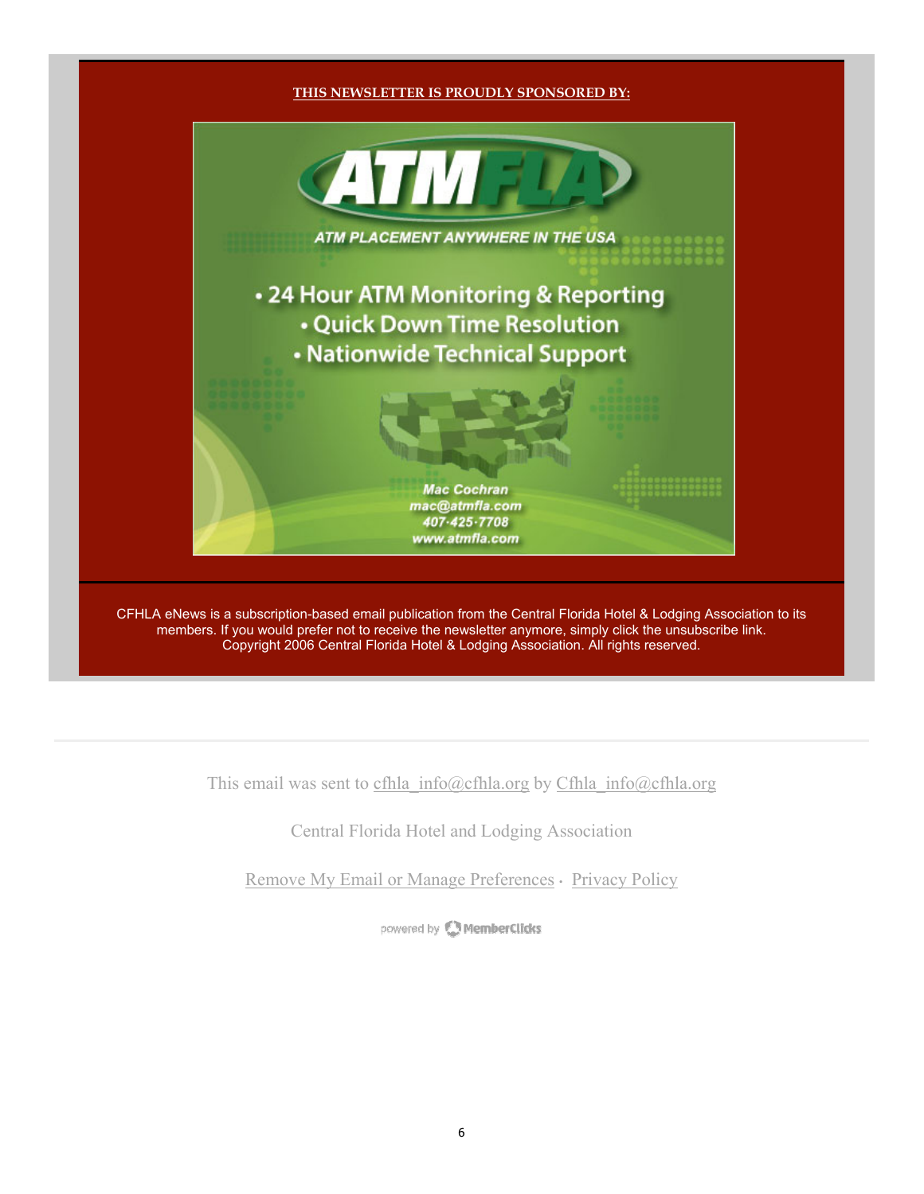**THIS NEWSLETTER IS PROUDLY SPONSORED BY:**

ATMFLA

ATM PLACEMENT ANYWHERE IN THE USA

- 24 Hour ATM Monitoring & Reporting
- Quick Down Time Resolution
- Nationwide Technical Support

Mac Cochran
mac@atmfla.com
407-425-7708
www.atmfla.com

CFHLA eNews is a subscription-based email publication from the Central Florida Hotel & Lodging Association to its members. If you would prefer not to receive the newsletter anymore, simply click the unsubscribe link. Copyright 2006 Central Florida Hotel & Lodging Association. All rights reserved.

---

This email was sent to cfhla_info@cfhla.org by Cfhla_info@cfhla.org

Central Florida Hotel and Lodging Association

Remove My Email or Manage Preferences · Privacy Policy

powered by MemberClicks